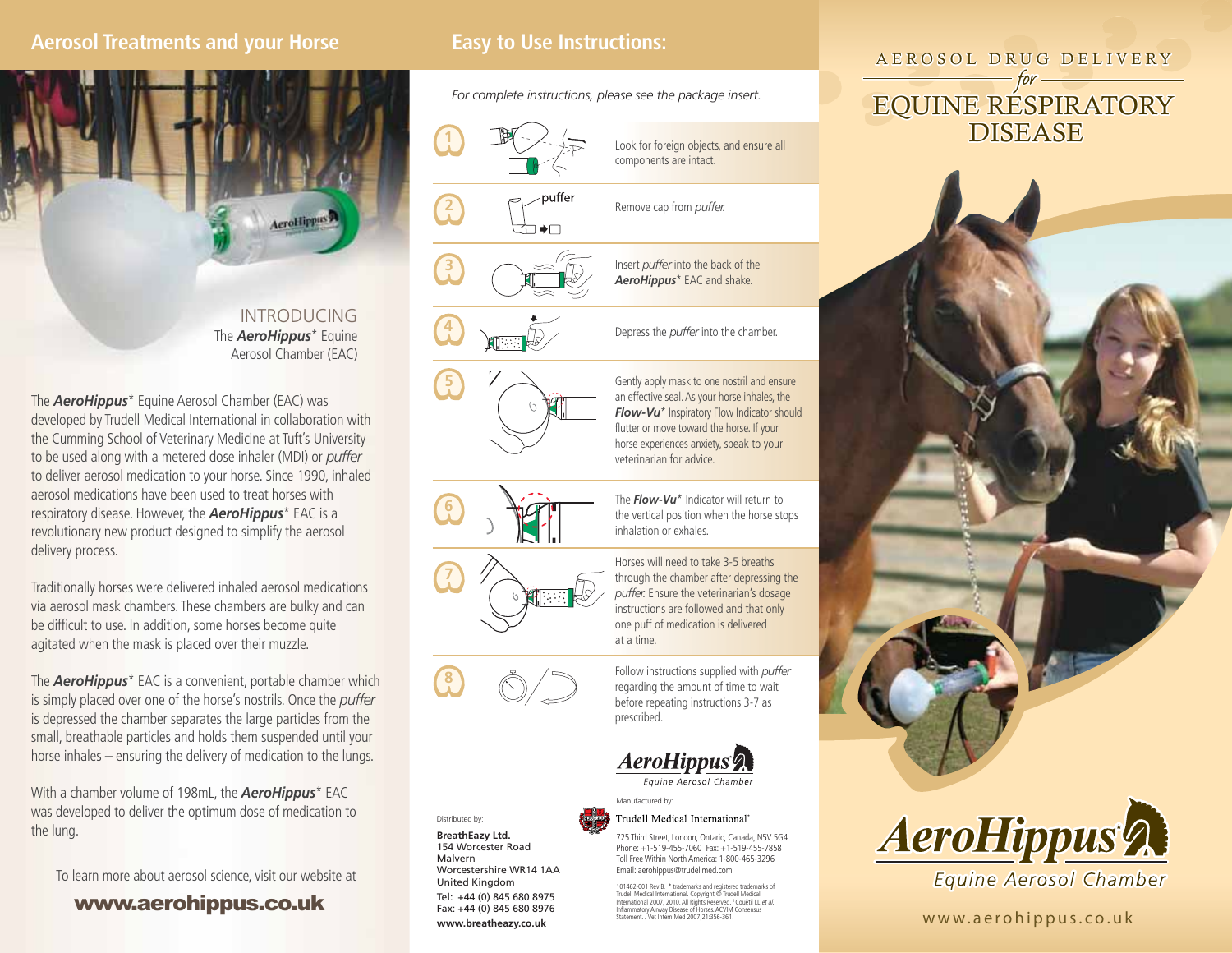## Aerosol Treatments and your Horse

INTRODUCING
The ***AeroHippus**** Equine Aerosol Chamber (EAC)

The ***AeroHippus**** Equine Aerosol Chamber (EAC) was developed by Trudell Medical International in collaboration with the Cumming School of Veterinary Medicine at Tuft's University to be used along with a metered dose inhaler (MDI) or *puffer* to deliver aerosol medication to your horse. Since 1990, inhaled aerosol medications have been used to treat horses with respiratory disease. However, the ***AeroHippus**** EAC is a revolutionary new product designed to simplify the aerosol delivery process.

Traditionally horses were delivered inhaled aerosol medications via aerosol mask chambers. These chambers are bulky and can be difficult to use. In addition, some horses become quite agitated when the mask is placed over their muzzle.

The ***AeroHippus**** EAC is a convenient, portable chamber which is simply placed over one of the horse's nostrils. Once the *puffer* is depressed the chamber separates the large particles from the small, breathable particles and holds them suspended until your horse inhales – ensuring the delivery of medication to the lungs.

With a chamber volume of 198mL, the ***AeroHippus**** EAC was developed to deliver the optimum dose of medication to the lung.

To learn more about aerosol science, visit our website at

**www.aerohippus.co.uk**

## Easy to Use Instructions:

*For complete instructions, please see the package insert.*

1. Look for foreign objects, and ensure all components are intact.
2. Remove cap from *puffer.*
3. Insert *puffer* into the back of the ***AeroHippus**** EAC and shake.
4. Depress the *puffer* into the chamber.
5. Gently apply mask to one nostril and ensure an effective seal. As your horse inhales, the ***Flow-Vu**** Inspiratory Flow Indicator should flutter or move toward the horse. If your horse experiences anxiety, speak to your veterinarian for advice.
6. The ***Flow-Vu**** Indicator will return to the vertical position when the horse stops inhalation or exhales.
7. Horses will need to take 3-5 breaths through the chamber after depressing the *puffer.* Ensure the veterinarian's dosage instructions are followed and that only one puff of medication is delivered at a time.
8. Follow instructions supplied with *puffer* regarding the amount of time to wait before repeating instructions 3-7 as prescribed.

**AeroHippus***
Equine Aerosol Chamber

Distributed by:

**BreathEazy Ltd.**
154 Worcester Road
Malvern
Worcestershire WR14 1AA
United Kingdom
Tel: +44 (0) 845 680 8975
Fax: +44 (0) 845 680 8976
**www.breatheazy.co.uk**

Manufactured by:

Trudell Medical International*

725 Third Street, London, Ontario, Canada, N5V 5G4
Phone: +1-519-455-7060 Fax: +1-519-455-7858
Toll Free Within North America: 1-800-465-3296
Email: aerohippus@trudellmed.com

101462-001 Rev B. * trademarks and registered trademarks of Trudell Medical International. Copyright © Trudell Medical International 2007, 2010. All Rights Reserved. [1] Couëtil LL *et al.* Inflammatory Airway Disease of Horses. ACVIM Consensus Statement. J Vet Intern Med 2007;21:356-361.

# AEROSOL DRUG DELIVERY *for* EQUINE RESPIRATORY DISEASE

**AeroHippus***
Equine Aerosol Chamber

www.aerohippus.co.uk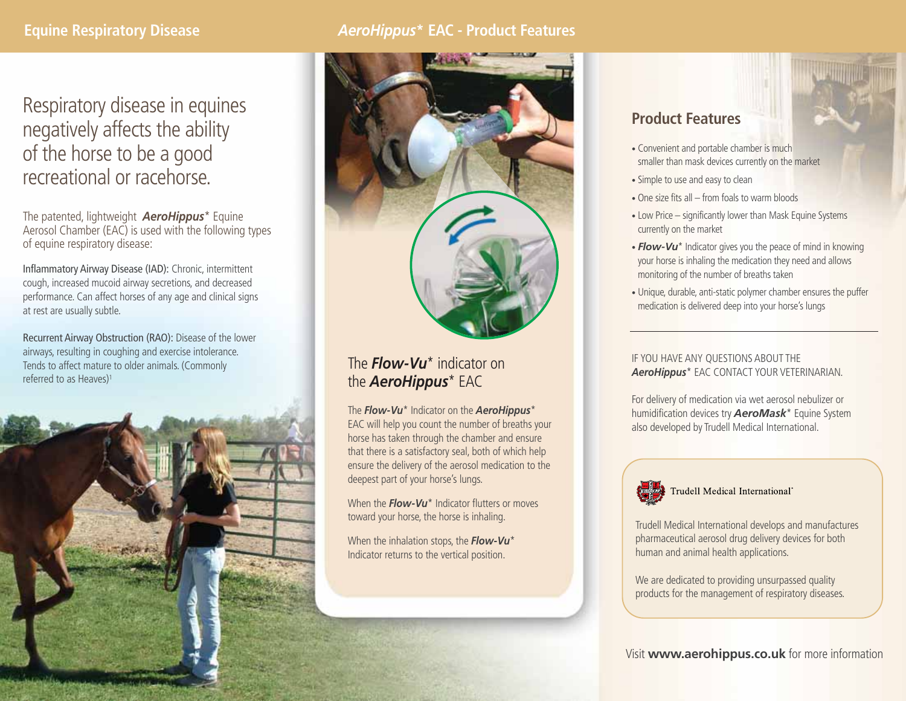## Equine Respiratory Disease

# Respiratory disease in equines negatively affects the ability of the horse to be a good recreational or racehorse.

The patented, lightweight ***AeroHippus**** Equine Aerosol Chamber (EAC) is used with the following types of equine respiratory disease:

Inflammatory Airway Disease (IAD): Chronic, intermittent cough, increased mucoid airway secretions, and decreased performance. Can affect horses of any age and clinical signs at rest are usually subtle.

Recurrent Airway Obstruction (RAO): Disease of the lower airways, resulting in coughing and exercise intolerance. Tends to affect mature to older animals. (Commonly referred to as Heaves)[1]

## *AeroHippus** EAC - Product Features

### The ***Flow-Vu**** indicator on the ***AeroHippus**** EAC

The ***Flow-Vu**** Indicator on the ***AeroHippus**** EAC will help you count the number of breaths your horse has taken through the chamber and ensure that there is a satisfactory seal, both of which help ensure the delivery of the aerosol medication to the deepest part of your horse's lungs.

When the ***Flow-Vu**** Indicator flutters or moves toward your horse, the horse is inhaling.

When the inhalation stops, the ***Flow-Vu**** Indicator returns to the vertical position.

## Product Features

- Convenient and portable chamber is much smaller than mask devices currently on the market
- Simple to use and easy to clean
- One size fits all – from foals to warm bloods
- Low Price – significantly lower than Mask Equine Systems currently on the market
- ***Flow-Vu**** Indicator gives you the peace of mind in knowing your horse is inhaling the medication they need and allows monitoring of the number of breaths taken
- Unique, durable, anti-static polymer chamber ensures the puffer medication is delivered deep into your horse's lungs

---

IF YOU HAVE ANY QUESTIONS ABOUT THE ***AeroHippus**** EAC CONTACT YOUR VETERINARIAN.

For delivery of medication via wet aerosol nebulizer or humidification devices try ***AeroMask**** Equine System also developed by Trudell Medical International.

Trudell Medical International*

Trudell Medical International develops and manufactures pharmaceutical aerosol drug delivery devices for both human and animal health applications.

We are dedicated to providing unsurpassed quality products for the management of respiratory diseases.

Visit **www.aerohippus.co.uk** for more information